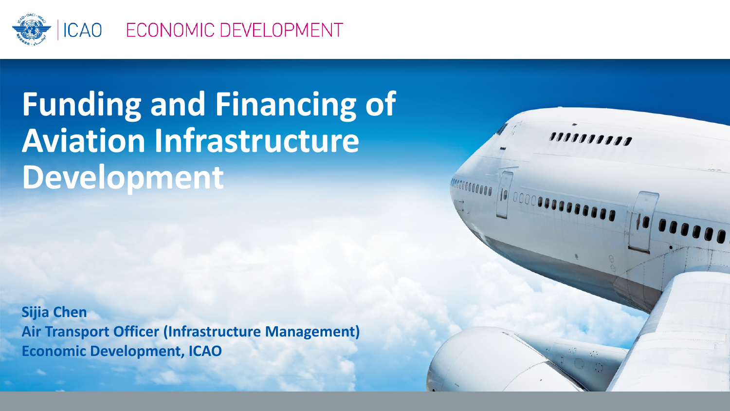ICAO ECONOMIC DEVELOPMENT

# Funding and Financing of Aviation Infrastructure Development

**Sijia Chen**
**Air Transport Officer (Infrastructure Management)**
**Economic Development, ICAO**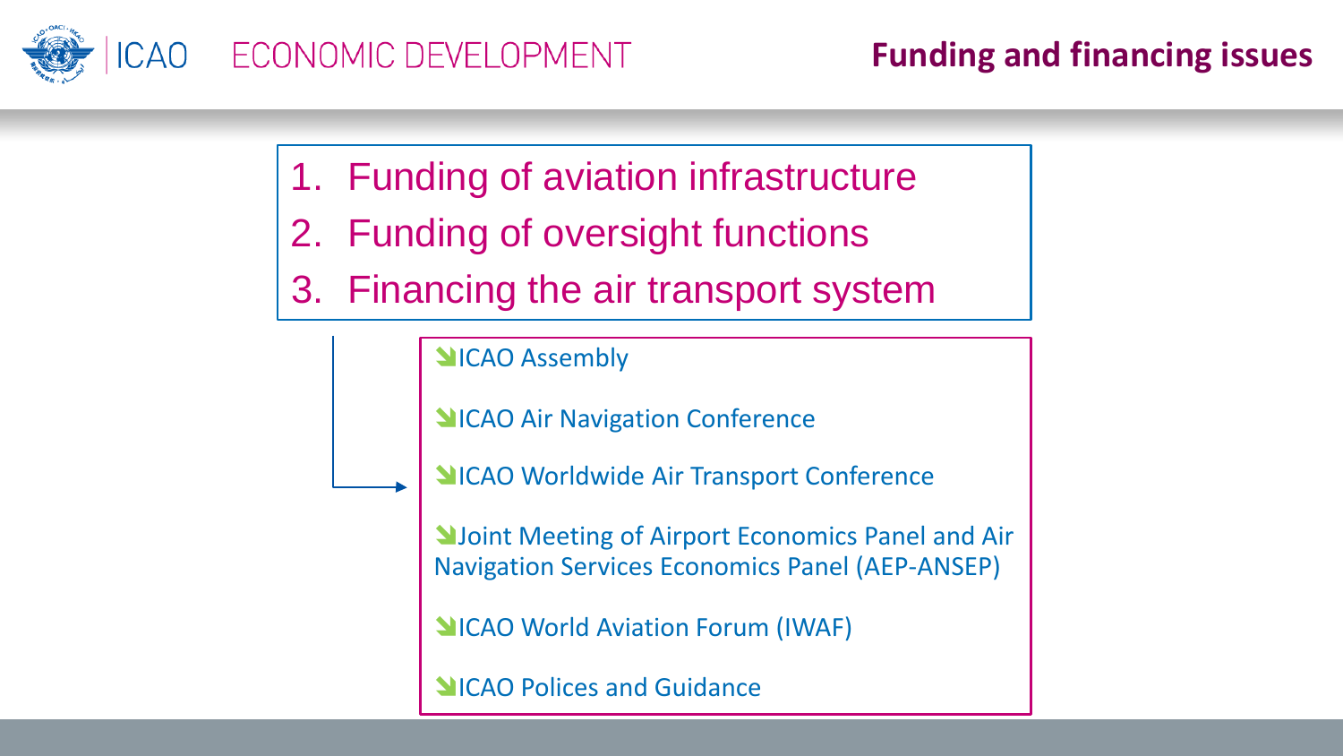# Funding and financing issues

1. Funding of aviation infrastructure
2. Funding of oversight functions
3. Financing the air transport system

- ICAO Assembly
- ICAO Air Navigation Conference
- ICAO Worldwide Air Transport Conference
- Joint Meeting of Airport Economics Panel and Air Navigation Services Economics Panel (AEP-ANSEP)
- ICAO World Aviation Forum (IWAF)
- ICAO Polices and Guidance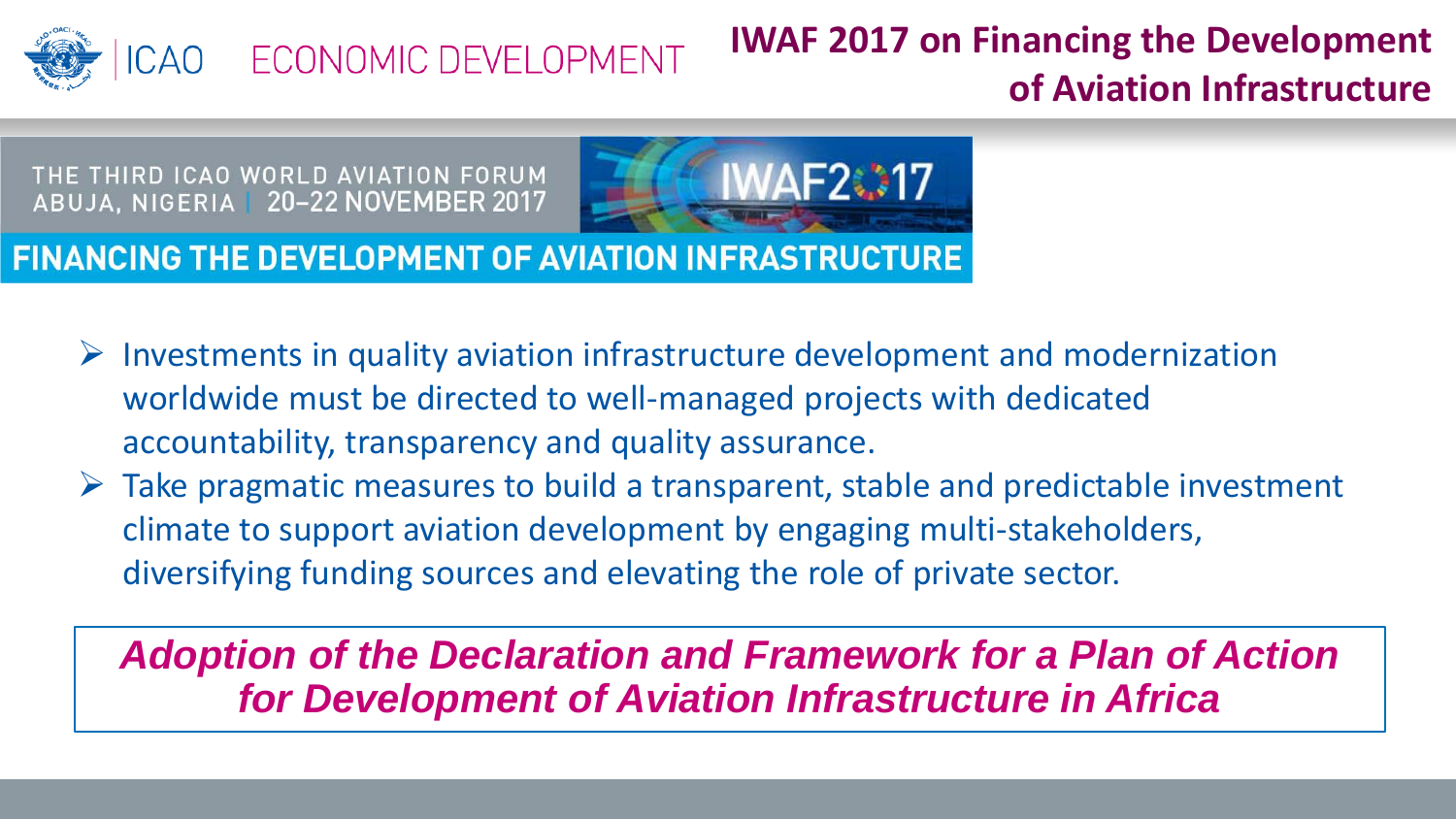# IWAF 2017 on Financing the Development of Aviation Infrastructure

THE THIRD ICAO WORLD AVIATION FORUM
ABUJA, NIGERIA | 20–22 NOVEMBER 2017

IWAF2017

**FINANCING THE DEVELOPMENT OF AVIATION INFRASTRUCTURE**

- Investments in quality aviation infrastructure development and modernization worldwide must be directed to well-managed projects with dedicated accountability, transparency and quality assurance.
- Take pragmatic measures to build a transparent, stable and predictable investment climate to support aviation development by engaging multi-stakeholders, diversifying funding sources and elevating the role of private sector.

***Adoption of the Declaration and Framework for a Plan of Action for Development of Aviation Infrastructure in Africa***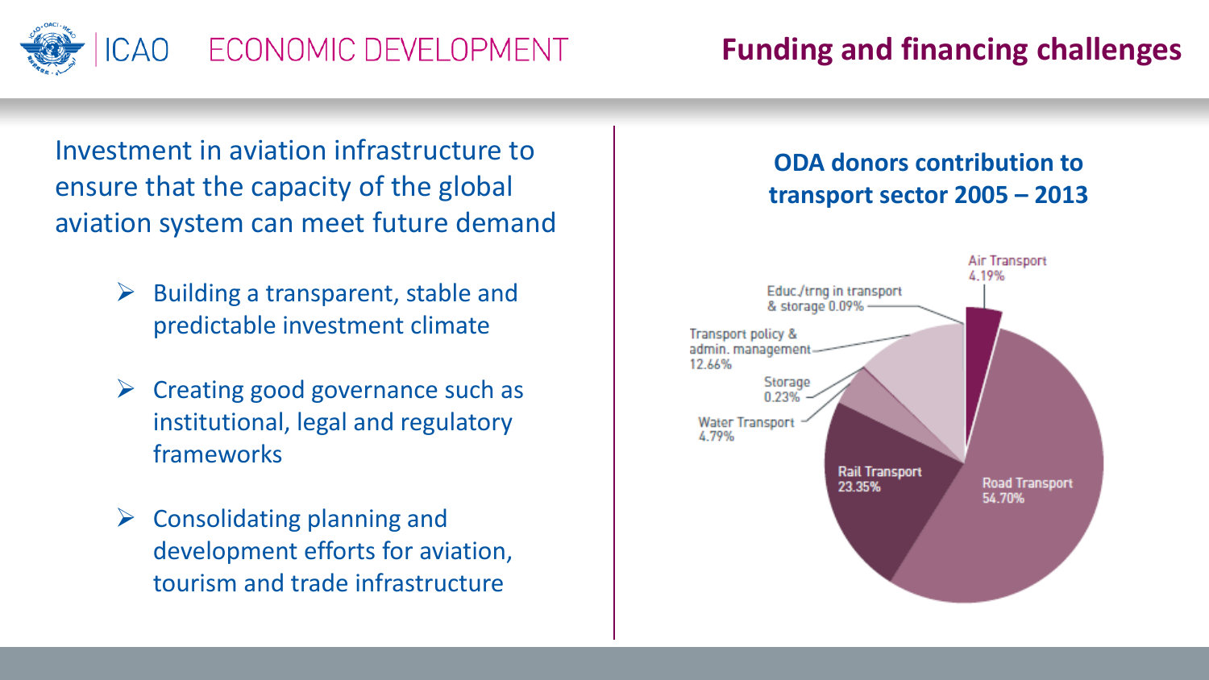# Funding and financing challenges

Investment in aviation infrastructure to ensure that the capacity of the global aviation system can meet future demand

- Building a transparent, stable and predictable investment climate
- Creating good governance such as institutional, legal and regulatory frameworks
- Consolidating planning and development efforts for aviation, tourism and trade infrastructure

## ODA donors contribution to transport sector 2005 – 2013

| Sector | Share |
|---|---|
| Air Transport | 4.19% |
| Educ./trng in transport & storage | 0.09% |
| Transport policy & admin. management | 12.66% |
| Storage | 0.23% |
| Water Transport | 4.79% |
| Rail Transport | 23.35% |
| Road Transport | 54.70% |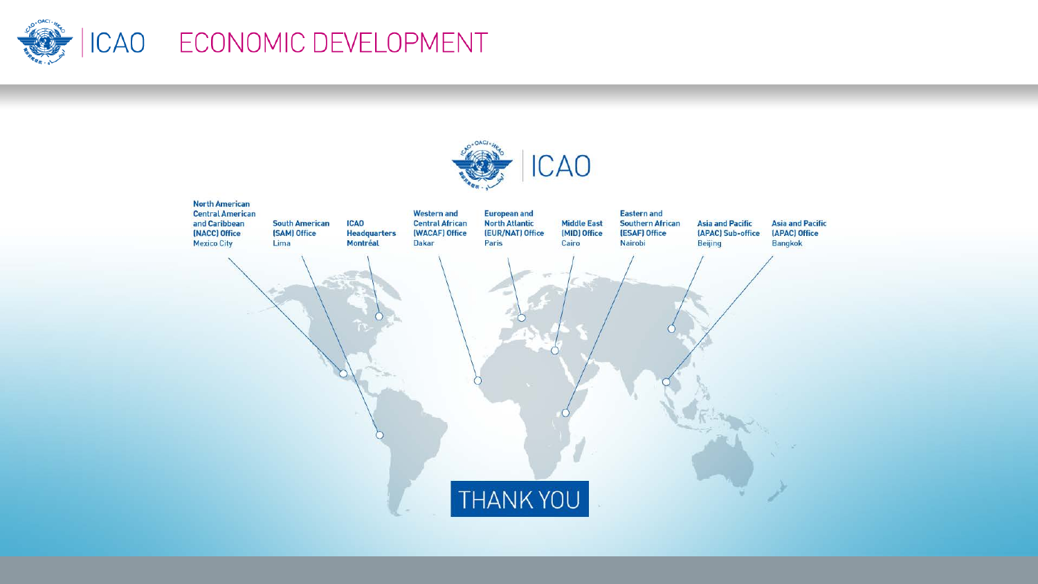# ICAO ECONOMIC DEVELOPMENT

ICAO

**North American Central American and Caribbean (NACC) Office**
Mexico City

**South American (SAM) Office**
Lima

**ICAO Headquarters**
Montréal

**Western and Central African (WACAF) Office**
Dakar

**European and North Atlantic (EUR/NAT) Office**
Paris

**Middle East (MID) Office**
Cairo

**Eastern and Southern African (ESAF) Office**
Nairobi

**Asia and Pacific (APAC) Sub-office**
Beijing

**Asia and Pacific (APAC) Office**
Bangkok

THANK YOU